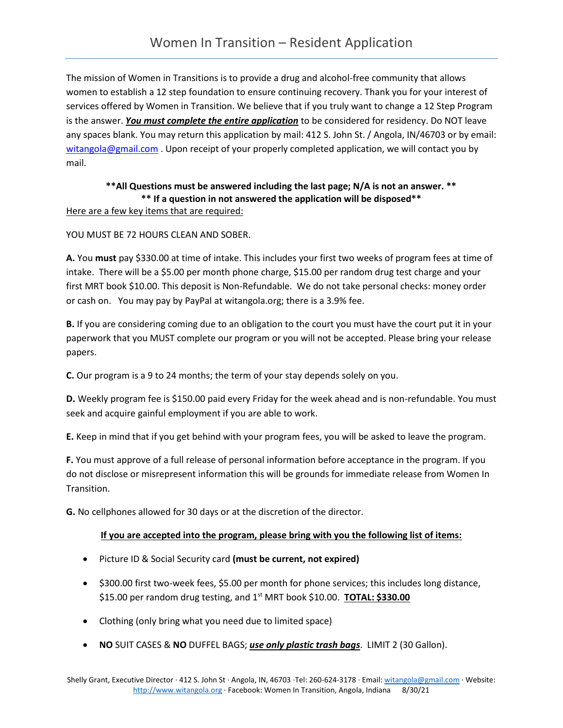# Women In Transition – Resident Application

The mission of Women in Transitions is to provide a drug and alcohol-free community that allows women to establish a 12 step foundation to ensure continuing recovery. Thank you for your interest of services offered by Women in Transition. We believe that if you truly want to change a 12 Step Program is the answer. ***You must complete the entire application*** to be considered for residency. Do NOT leave any spaces blank. You may return this application by mail: 412 S. John St. / Angola, IN/46703 or by email: witangola@gmail.com . Upon receipt of your properly completed application, we will contact you by mail.

**\*\*All Questions must be answered including the last page; N/A is not an answer. \*\***
**\*\* If a question in not answered the application will be disposed\*\***

Here are a few key items that are required:

YOU MUST BE 72 HOURS CLEAN AND SOBER.

**A.** You **must** pay $330.00 at time of intake. This includes your first two weeks of program fees at time of intake. There will be a $5.00 per month phone charge, $15.00 per random drug test charge and your first MRT book $10.00. This deposit is Non-Refundable. We do not take personal checks: money order or cash on. You may pay by PayPal at witangola.org; there is a 3.9% fee.

**B.** If you are considering coming due to an obligation to the court you must have the court put it in your paperwork that you MUST complete our program or you will not be accepted. Please bring your release papers.

**C.** Our program is a 9 to 24 months; the term of your stay depends solely on you.

**D.** Weekly program fee is $150.00 paid every Friday for the week ahead and is non-refundable. You must seek and acquire gainful employment if you are able to work.

**E.** Keep in mind that if you get behind with your program fees, you will be asked to leave the program.

**F.** You must approve of a full release of personal information before acceptance in the program. If you do not disclose or misrepresent information this will be grounds for immediate release from Women In Transition.

**G.** No cellphones allowed for 30 days or at the discretion of the director.

**If you are accepted into the program, please bring with you the following list of items:**

- Picture ID & Social Security card **(must be current, not expired)**
- $300.00 first two-week fees, $5.00 per month for phone services; this includes long distance, $15.00 per random drug testing, and 1st MRT book $10.00. **TOTAL: $330.00**
- Clothing (only bring what you need due to limited space)
- **NO** SUIT CASES & **NO** DUFFEL BAGS; ***use only plastic trash bags***. LIMIT 2 (30 Gallon).

Shelly Grant, Executive Director · 412 S. John St · Angola, IN, 46703 ·Tel: 260-624-3178 · Email: witangola@gmail.com · Website: http://www.witangola.org · Facebook: Women In Transition, Angola, Indiana 8/30/21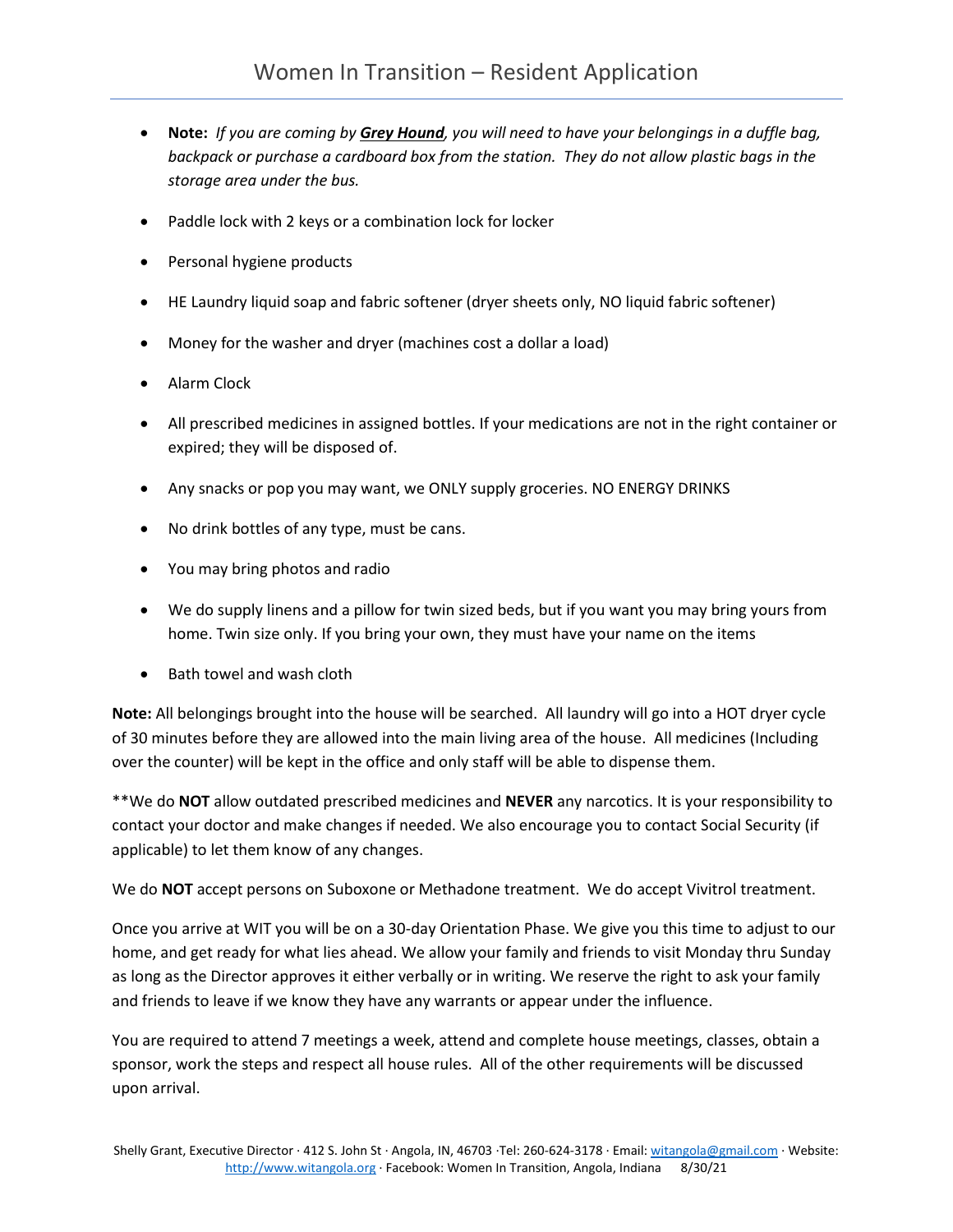- **Note:** *If you are coming by **Grey Hound**, you will need to have your belongings in a duffle bag, backpack or purchase a cardboard box from the station. They do not allow plastic bags in the storage area under the bus.*
- Paddle lock with 2 keys or a combination lock for locker
- Personal hygiene products
- HE Laundry liquid soap and fabric softener (dryer sheets only, NO liquid fabric softener)
- Money for the washer and dryer (machines cost a dollar a load)
- Alarm Clock
- All prescribed medicines in assigned bottles. If your medications are not in the right container or expired; they will be disposed of.
- Any snacks or pop you may want, we ONLY supply groceries. NO ENERGY DRINKS
- No drink bottles of any type, must be cans.
- You may bring photos and radio
- We do supply linens and a pillow for twin sized beds, but if you want you may bring yours from home. Twin size only. If you bring your own, they must have your name on the items
- Bath towel and wash cloth

**Note:** All belongings brought into the house will be searched. All laundry will go into a HOT dryer cycle of 30 minutes before they are allowed into the main living area of the house. All medicines (Including over the counter) will be kept in the office and only staff will be able to dispense them.

**We do **NOT** allow outdated prescribed medicines and **NEVER** any narcotics. It is your responsibility to contact your doctor and make changes if needed. We also encourage you to contact Social Security (if applicable) to let them know of any changes.

We do **NOT** accept persons on Suboxone or Methadone treatment. We do accept Vivitrol treatment.

Once you arrive at WIT you will be on a 30-day Orientation Phase. We give you this time to adjust to our home, and get ready for what lies ahead. We allow your family and friends to visit Monday thru Sunday as long as the Director approves it either verbally or in writing. We reserve the right to ask your family and friends to leave if we know they have any warrants or appear under the influence.

You are required to attend 7 meetings a week, attend and complete house meetings, classes, obtain a sponsor, work the steps and respect all house rules. All of the other requirements will be discussed upon arrival.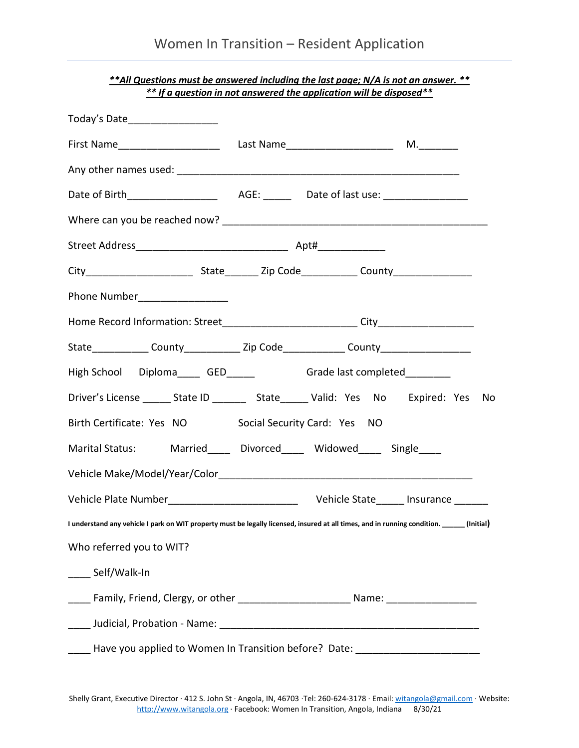# Women In Transition – Resident Application

***\*\*All Questions must be answered including the last page; N/A is not an answer. \*\****
***\*\* If a question in not answered the application will be disposed\*\****

Today's Date________________

First Name__________________ Last Name___________________ M._______

Any other names used: ___________________________________________________

Date of Birth________________ AGE: _____ Date of last use: _______________

Where can you be reached now? ________________________________________________

Street Address___________________________ Apt#____________

City___________________ State______ Zip Code__________ County______________

Phone Number________________

Home Record Information: Street_______________________ City_________________

State__________ County__________ Zip Code___________ County________________

High School Diploma____ GED_____ Grade last completed________

Driver's License _____ State ID ______ State_____ Valid: Yes No Expired: Yes No

Birth Certificate: Yes NO Social Security Card: Yes NO

Marital Status: Married____ Divorced____ Widowed____ Single____

Vehicle Make/Model/Year/Color_____________________________________________

Vehicle Plate Number_______________________ Vehicle State_____ Insurance ______

**I understand any vehicle I park on WIT property must be legally licensed, insured at all times, and in running condition. ______ (Initial)**

Who referred you to WIT?

____ Self/Walk-In

____ Family, Friend, Clergy, or other ____________________ Name: ________________

____ Judicial, Probation - Name: _______________________________________________

____ Have you applied to Women In Transition before? Date: ______________________

Shelly Grant, Executive Director · 412 S. John St · Angola, IN, 46703 ·Tel: 260-624-3178 · Email: witangola@gmail.com · Website: http://www.witangola.org · Facebook: Women In Transition, Angola, Indiana 8/30/21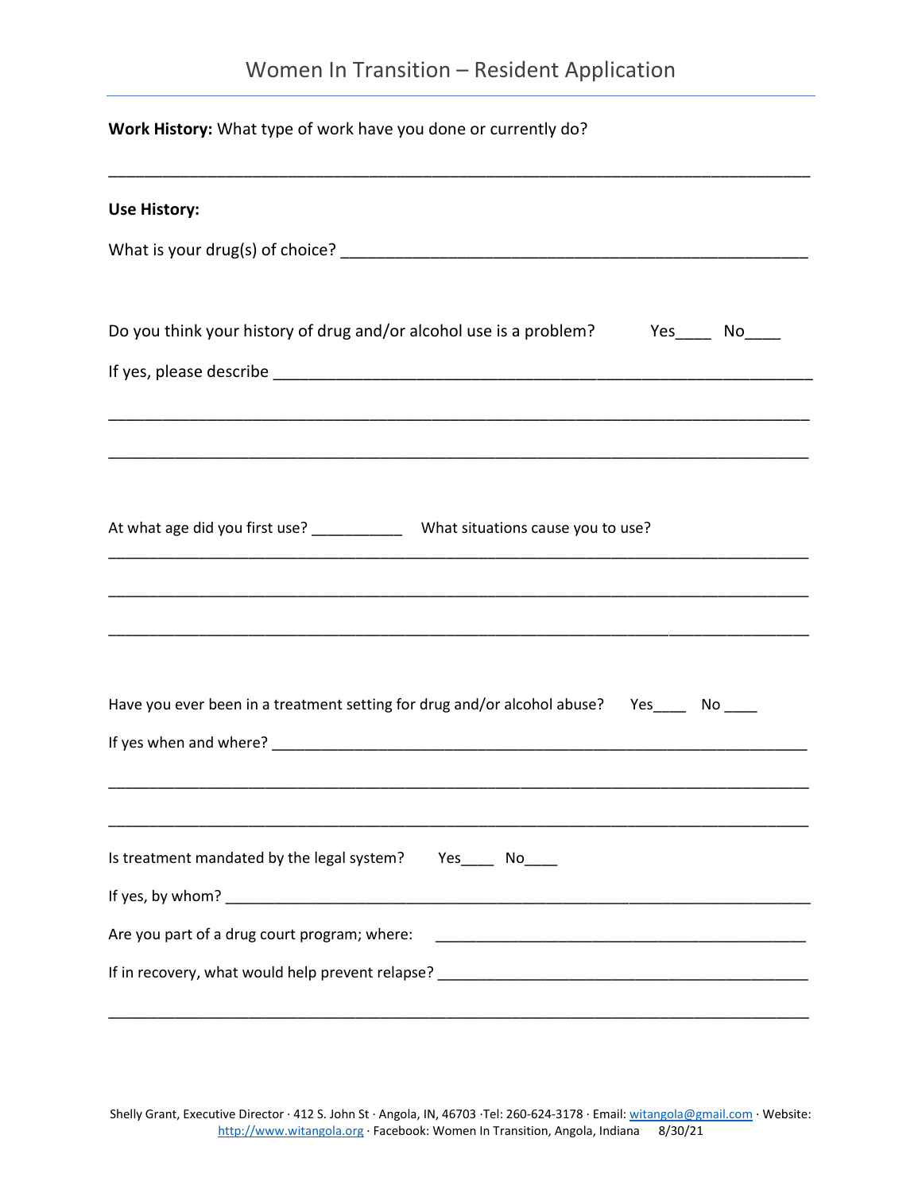# Women In Transition – Resident Application

**Work History:** What type of work have you done or currently do?

________________________________________________________________________________

**Use History:**

What is your drug(s) of choice? ______________________________________________________

Do you think your history of drug and/or alcohol use is a problem? Yes____ No____

If yes, please describe ______________________________________________________________

________________________________________________________________________________

________________________________________________________________________________

At what age did you first use? ___________ What situations cause you to use?

________________________________________________________________________________

________________________________________________________________________________

________________________________________________________________________________

Have you ever been in a treatment setting for drug and/or alcohol abuse? Yes____ No ____

If yes when and where? _______________________________________________________________

________________________________________________________________________________

________________________________________________________________________________

Is treatment mandated by the legal system? Yes____ No____

If yes, by whom? ____________________________________________________________________

Are you part of a drug court program; where: _____________________________________________

If in recovery, what would help prevent relapse? ___________________________________________

________________________________________________________________________________

Shelly Grant, Executive Director · 412 S. John St · Angola, IN, 46703 ·Tel: 260-624-3178 · Email: witangola@gmail.com · Website: http://www.witangola.org · Facebook: Women In Transition, Angola, Indiana 8/30/21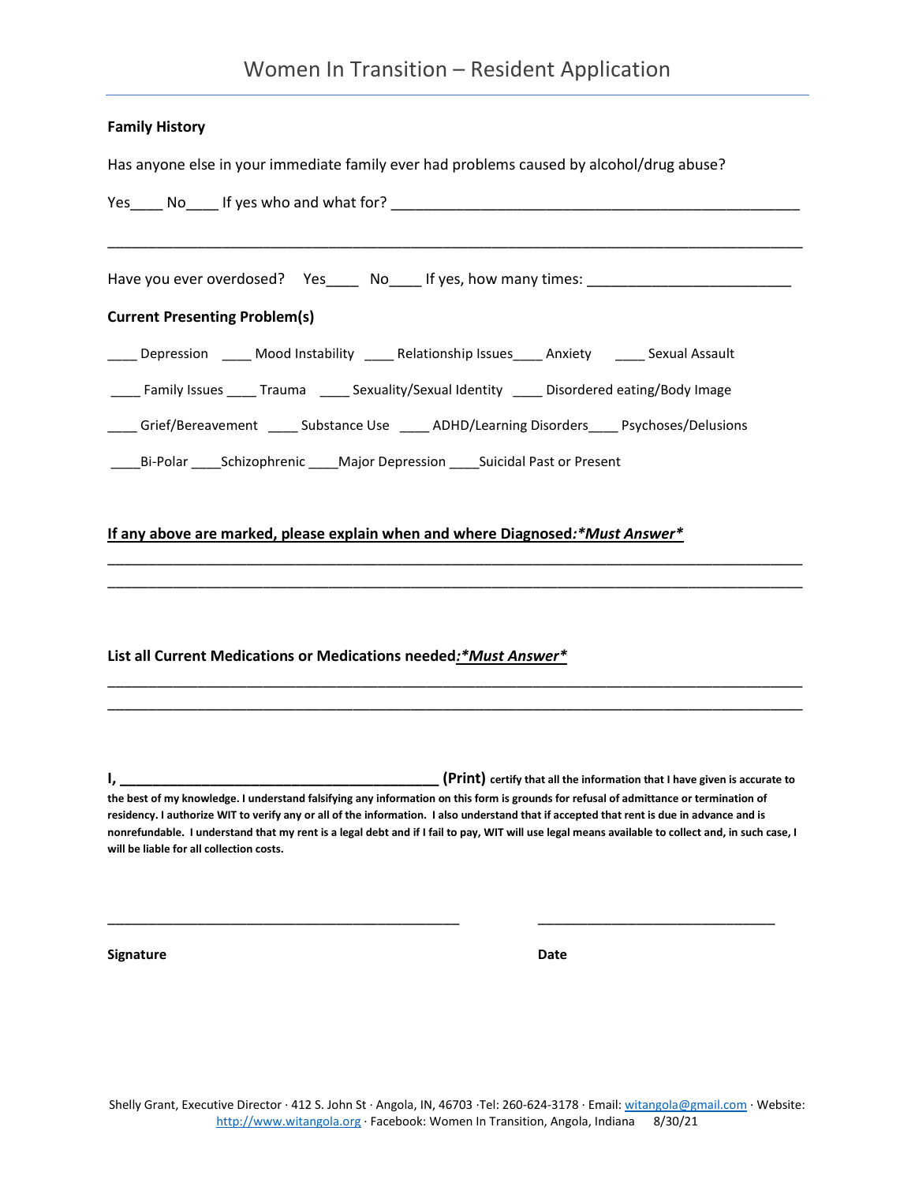# Women In Transition – Resident Application

**Family History**

Has anyone else in your immediate family ever had problems caused by alcohol/drug abuse?

Yes____ No____ If yes who and what for? ___________________________________________________

_______________________________________________________________________________________

Have you ever overdosed? Yes____ No____ If yes, how many times: _________________________

**Current Presenting Problem(s)**

____ Depression ____ Mood Instability ____ Relationship Issues____ Anxiety ____ Sexual Assault

____ Family Issues ____ Trauma ____ Sexuality/Sexual Identity ____ Disordered eating/Body Image

____ Grief/Bereavement ____ Substance Use ____ ADHD/Learning Disorders____ Psychoses/Delusions

____Bi-Polar ____Schizophrenic ____Major Depression ____Suicidal Past or Present

**<u>If any above are marked, please explain when and where Diagnosed:*Must Answer*</u>**

_______________________________________________________________________________________

_______________________________________________________________________________________

**List all Current Medications or Medications needed:<u>*Must Answer*</u>**

_______________________________________________________________________________________

_______________________________________________________________________________________

**I, ________________________________________ (Print) certify that all the information that I have given is accurate to the best of my knowledge. I understand falsifying any information on this form is grounds for refusal of admittance or termination of residency. I authorize WIT to verify any or all of the information. I also understand that if accepted that rent is due in advance and is nonrefundable. I understand that my rent is a legal debt and if I fail to pay, WIT will use legal means available to collect and, in such case, I will be liable for all collection costs.**

_______________________________________________ _______________________________

**Signature** **Date**

Shelly Grant, Executive Director · 412 S. John St · Angola, IN, 46703 ·Tel: 260-624-3178 · Email: witangola@gmail.com · Website: http://www.witangola.org · Facebook: Women In Transition, Angola, Indiana 8/30/21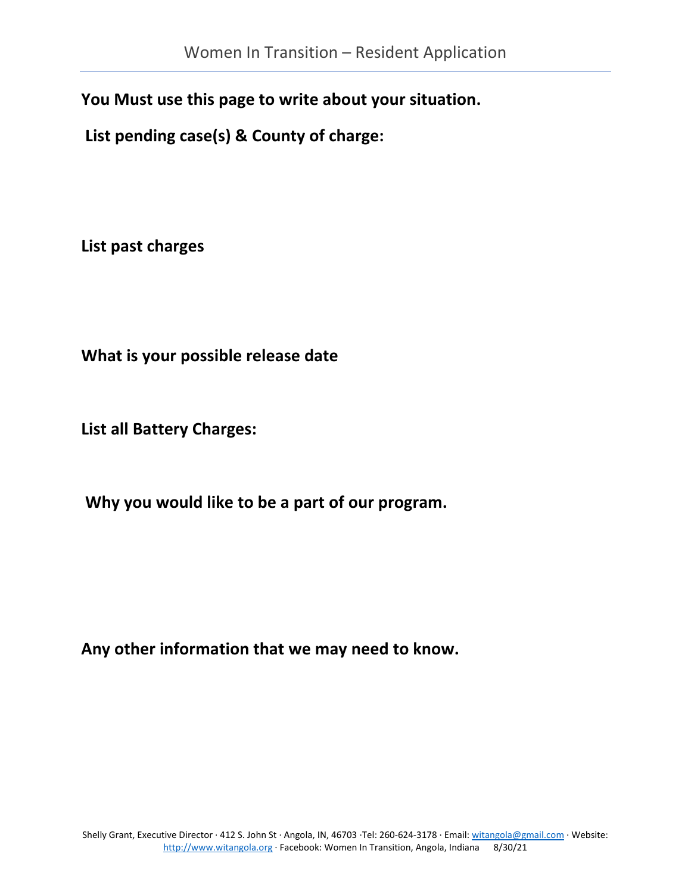**You Must use this page to write about your situation.**

**List pending case(s) & County of charge:**

**List past charges**

**What is your possible release date**

**List all Battery Charges:**

**Why you would like to be a part of our program.**

**Any other information that we may need to know.**